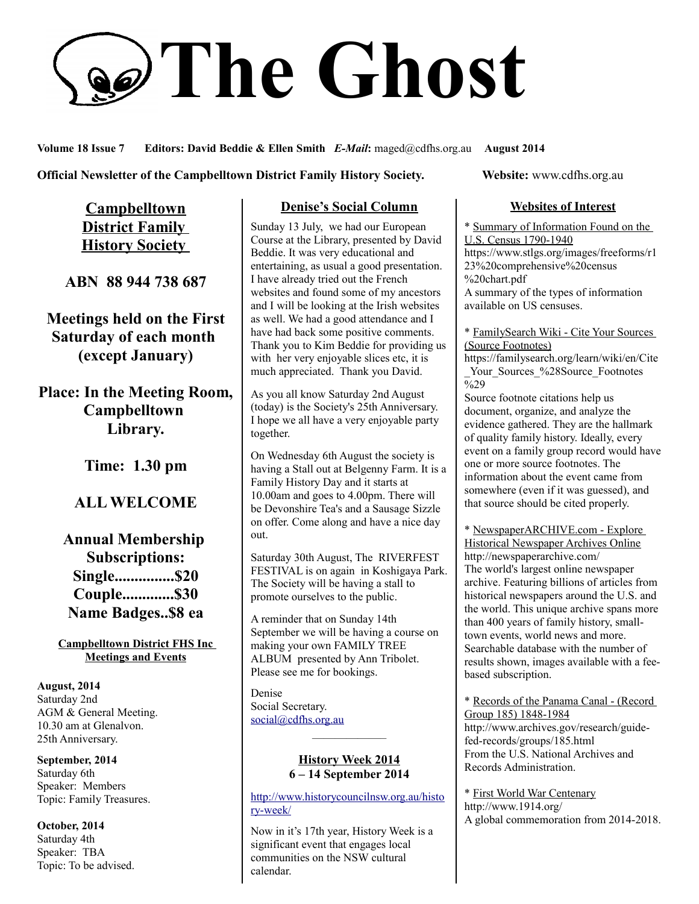# The Ghost

**Volume 18 Issue 7 Editors: David Beddie & Ellen Smith** ***E-Mail*****:** maged@cdfhs.org.au **August 2014**

**Official Newsletter of the Campbelltown District Family History Society. Website:** www.cdfhs.org.au

## Campbelltown District Family History Society

**ABN 88 944 738 687**

**Meetings held on the First Saturday of each month (except January)**

**Place: In the Meeting Room, Campbelltown Library.**

**Time: 1.30 pm**

**ALL WELCOME**

**Annual Membership Subscriptions:**
**Single...............$20**
**Couple.............$30**
**Name Badges..$8 ea**

### Campbelltown District FHS Inc Meetings and Events

**August, 2014**
Saturday 2nd
AGM & General Meeting.
10.30 am at Glenalvon.
25th Anniversary.

**September, 2014**
Saturday 6th
Speaker: Members
Topic: Family Treasures.

**October, 2014**
Saturday 4th
Speaker: TBA
Topic: To be advised.

## Denise's Social Column

Sunday 13 July, we had our European Course at the Library, presented by David Beddie. It was very educational and entertaining, as usual a good presentation. I have already tried out the French websites and found some of my ancestors and I will be looking at the Irish websites as well. We had a good attendance and I have had back some positive comments. Thank you to Kim Beddie for providing us with her very enjoyable slices etc, it is much appreciated. Thank you David.

As you all know Saturday 2nd August (today) is the Society's 25th Anniversary. I hope we all have a very enjoyable party together.

On Wednesday 6th August the society is having a Stall out at Belgenny Farm. It is a Family History Day and it starts at 10.00am and goes to 4.00pm. There will be Devonshire Tea's and a Sausage Sizzle on offer. Come along and have a nice day out.

Saturday 30th August, The RIVERFEST FESTIVAL is on again in Koshigaya Park. The Society will be having a stall to promote ourselves to the public.

A reminder that on Sunday 14th September we will be having a course on making your own FAMILY TREE ALBUM presented by Ann Tribolet. Please see me for bookings.

Denise
Social Secretary.
social@cdfhs.org.au

---

## History Week 2014
**6 – 14 September 2014**

http://www.historycouncilnsw.org.au/history-week/

Now in it's 17th year, History Week is a significant event that engages local communities on the NSW cultural calendar.

## Websites of Interest

* Summary of Information Found on the U.S. Census 1790-1940
https://www.stlgs.org/images/freeforms/r123%20comprehensive%20census%20chart.pdf
A summary of the types of information available on US censuses.

* FamilySearch Wiki - Cite Your Sources (Source Footnotes)
https://familysearch.org/learn/wiki/en/Cite_Your_Sources_%28Source_Footnotes%29
Source footnote citations help us document, organize, and analyze the evidence gathered. They are the hallmark of quality family history. Ideally, every event on a family group record would have one or more source footnotes. The information about the event came from somewhere (even if it was guessed), and that source should be cited properly.

* NewspaperARCHIVE.com - Explore Historical Newspaper Archives Online
http://newspaperarchive.com/
The world's largest online newspaper archive. Featuring billions of articles from historical newspapers around the U.S. and the world. This unique archive spans more than 400 years of family history, small-town events, world news and more. Searchable database with the number of results shown, images available with a fee-based subscription.

* Records of the Panama Canal - (Record Group 185) 1848-1984
http://www.archives.gov/research/guide-fed-records/groups/185.html
From the U.S. National Archives and Records Administration.

* First World War Centenary
http://www.1914.org/
A global commemoration from 2014-2018.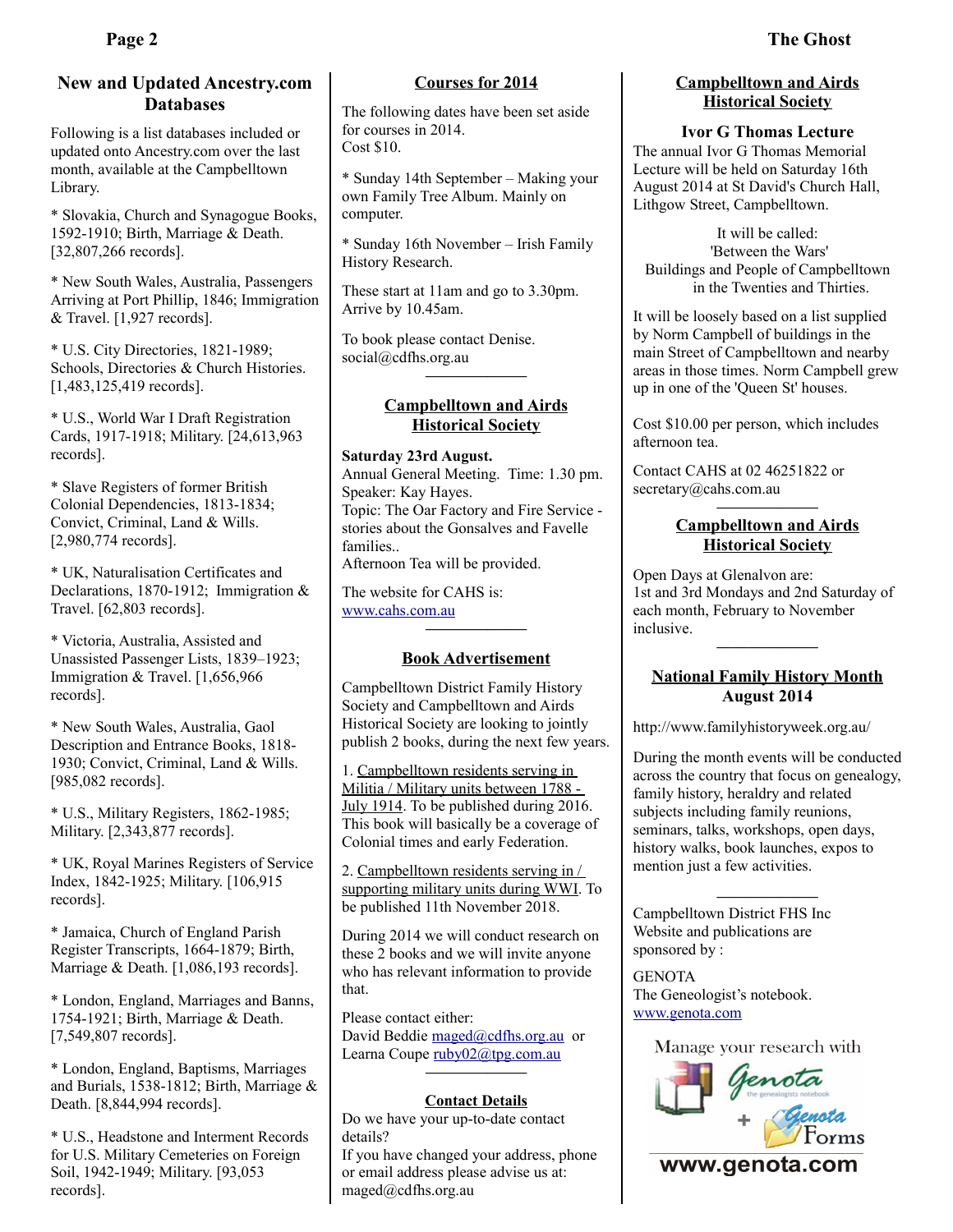## New and Updated Ancestry.com Databases

Following is a list databases included or updated onto Ancestry.com over the last month, available at the Campbelltown Library.

* Slovakia, Church and Synagogue Books, 1592-1910; Birth, Marriage & Death. [32,807,266 records].

* New South Wales, Australia, Passengers Arriving at Port Phillip, 1846; Immigration & Travel. [1,927 records].

* U.S. City Directories, 1821-1989; Schools, Directories & Church Histories. [1,483,125,419 records].

* U.S., World War I Draft Registration Cards, 1917-1918; Military. [24,613,963 records].

* Slave Registers of former British Colonial Dependencies, 1813-1834; Convict, Criminal, Land & Wills. [2,980,774 records].

* UK, Naturalisation Certificates and Declarations, 1870-1912; Immigration & Travel. [62,803 records].

* Victoria, Australia, Assisted and Unassisted Passenger Lists, 1839–1923; Immigration & Travel. [1,656,966 records].

* New South Wales, Australia, Gaol Description and Entrance Books, 1818-1930; Convict, Criminal, Land & Wills. [985,082 records].

* U.S., Military Registers, 1862-1985; Military. [2,343,877 records].

* UK, Royal Marines Registers of Service Index, 1842-1925; Military. [106,915 records].

* Jamaica, Church of England Parish Register Transcripts, 1664-1879; Birth, Marriage & Death. [1,086,193 records].

* London, England, Marriages and Banns, 1754-1921; Birth, Marriage & Death. [7,549,807 records].

* London, England, Baptisms, Marriages and Burials, 1538-1812; Birth, Marriage & Death. [8,844,994 records].

* U.S., Headstone and Interment Records for U.S. Military Cemeteries on Foreign Soil, 1942-1949; Military. [93,053 records].

## Courses for 2014

The following dates have been set aside for courses in 2014.
Cost $10.

* Sunday 14th September – Making your own Family Tree Album. Mainly on computer.

* Sunday 16th November – Irish Family History Research.

These start at 11am and go to 3.30pm. Arrive by 10.45am.

To book please contact Denise.
social@cdfhs.org.au

## Campbelltown and Airds Historical Society

**Saturday 23rd August.**
Annual General Meeting. Time: 1.30 pm.
Speaker: Kay Hayes.
Topic: The Oar Factory and Fire Service - stories about the Gonsalves and Favelle families..
Afternoon Tea will be provided.

The website for CAHS is:
www.cahs.com.au

## Book Advertisement

Campbelltown District Family History Society and Campbelltown and Airds Historical Society are looking to jointly publish 2 books, during the next few years.

1. Campbelltown residents serving in Militia / Military units between 1788 - July 1914. To be published during 2016. This book will basically be a coverage of Colonial times and early Federation.

2. Campbelltown residents serving in / supporting military units during WWI. To be published 11th November 2018.

During 2014 we will conduct research on these 2 books and we will invite anyone who has relevant information to provide that.

Please contact either:
David Beddie maged@cdfhs.org.au or
Learna Coupe ruby02@tpg.com.au

## Contact Details

Do we have your up-to-date contact details?
If you have changed your address, phone or email address please advise us at:
maged@cdfhs.org.au

## Campbelltown and Airds Historical Society

### Ivor G Thomas Lecture

The annual Ivor G Thomas Memorial Lecture will be held on Saturday 16th August 2014 at St David's Church Hall, Lithgow Street, Campbelltown.

It will be called:
'Between the Wars'
Buildings and People of Campbelltown in the Twenties and Thirties.

It will be loosely based on a list supplied by Norm Campbell of buildings in the main Street of Campbelltown and nearby areas in those times. Norm Campbell grew up in one of the 'Queen St' houses.

Cost $10.00 per person, which includes afternoon tea.

Contact CAHS at 02 46251822 or
secretary@cahs.com.au

## Campbelltown and Airds Historical Society

Open Days at Glenalvon are:
1st and 3rd Mondays and 2nd Saturday of each month, February to November inclusive.

## National Family History Month August 2014

http://www.familyhistoryweek.org.au/

During the month events will be conducted across the country that focus on genealogy, family history, heraldry and related subjects including family reunions, seminars, talks, workshops, open days, history walks, book launches, expos to mention just a few activities.

Campbelltown District FHS Inc
Website and publications are sponsored by :

GENOTA
The Geneologist's notebook.
www.genota.com

Manage your research with
Genota
the genealogists notebook
+ Genota Forms
www.genota.com